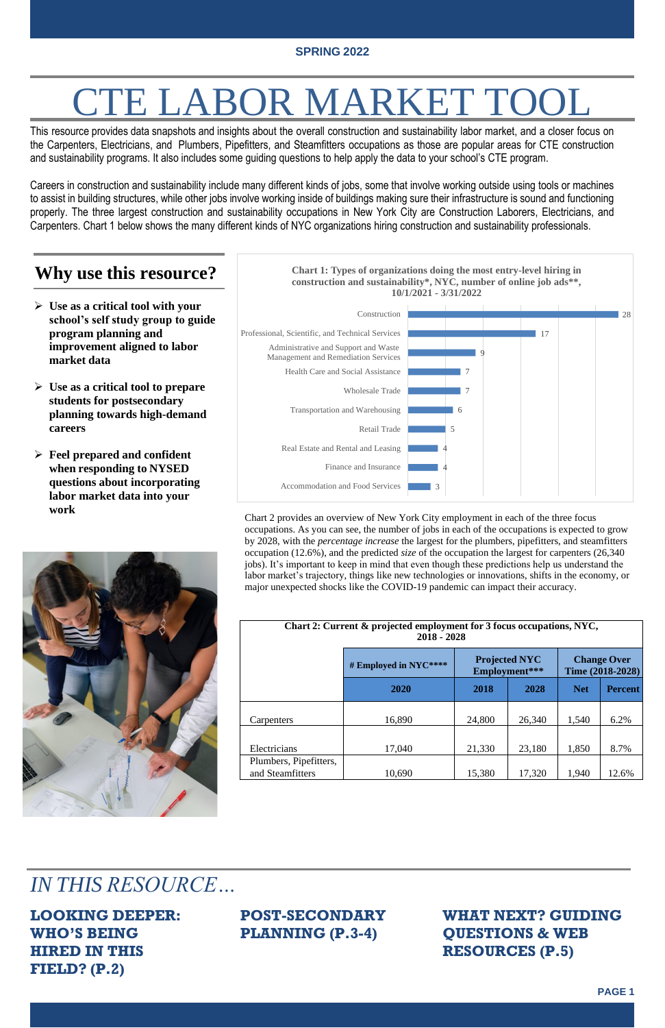SPRING 2022

# CTE LABOR MARKET TOOL

This resource provides data snapshots and insights about the overall construction and sustainability labor market, and a closer focus on the Carpenters, Electricians, and Plumbers, Pipefitters, and Steamfitters occupations as those are popular areas for CTE construction and sustainability programs. It also includes some guiding questions to help apply the data to your school's CTE program.

Careers in construction and sustainability include many different kinds of jobs, some that involve working outside using tools or machines to assist in building structures, while other jobs involve working inside of buildings making sure their infrastructure is sound and functioning properly. The three largest construction and sustainability occupations in New York City are Construction Laborers, Electricians, and Carpenters. Chart 1 below shows the many different kinds of NYC organizations hiring construction and sustainability professionals.

## Why use this resource?

- **Use as a critical tool with your school's self study group to guide program planning and improvement aligned to labor market data**
- **Use as a critical tool to prepare students for postsecondary planning towards high-demand careers**
- **Feel prepared and confident when responding to NYSED questions about incorporating labor market data into your work**

**Chart 1: Types of organizations doing the most entry-level hiring in construction and sustainability\*, NYC, number of online job ads\*\*, 10/1/2021 - 3/31/2022**

| Organization type | Number of online job ads |
|---|---|
| Construction | 28 |
| Professional, Scientific, and Technical Services | 17 |
| Administrative and Support and Waste Management and Remediation Services | 9 |
| Health Care and Social Assistance | 7 |
| Wholesale Trade | 7 |
| Transportation and Warehousing | 6 |
| Retail Trade | 5 |
| Real Estate and Rental and Leasing | 4 |
| Finance and Insurance | 4 |
| Accommodation and Food Services | 3 |

Chart 2 provides an overview of New York City employment in each of the three focus occupations. As you can see, the number of jobs in each of the occupations is expected to grow by 2028, with the *percentage increase* the largest for the plumbers, pipefitters, and steamfitters occupation (12.6%), and the predicted *size* of the occupation the largest for carpenters (26,340 jobs). It's important to keep in mind that even though these predictions help us understand the labor market's trajectory, things like new technologies or innovations, shifts in the economy, or major unexpected shocks like the COVID-19 pandemic can impact their accuracy.

**Chart 2: Current & projected employment for 3 focus occupations, NYC, 2018 - 2028**

| | # Employed in NYC\*\*\*\* | Projected NYC Employment\*\*\* | | Change Over Time (2018-2028) | |
|---|---|---|---|---|---|
| | 2020 | 2018 | 2028 | Net | Percent |
| Carpenters | 16,890 | 24,800 | 26,340 | 1,540 | 6.2% |
| Electricians | 17,040 | 21,330 | 23,180 | 1,850 | 8.7% |
| Plumbers, Pipefitters, and Steamfitters | 10,690 | 15,380 | 17,320 | 1,940 | 12.6% |

## *IN THIS RESOURCE…*

**LOOKING DEEPER: WHO'S BEING HIRED IN THIS FIELD? (P.2)**

**POST-SECONDARY PLANNING (P.3-4)**

**WHAT NEXT? GUIDING QUESTIONS & WEB RESOURCES (P.5)**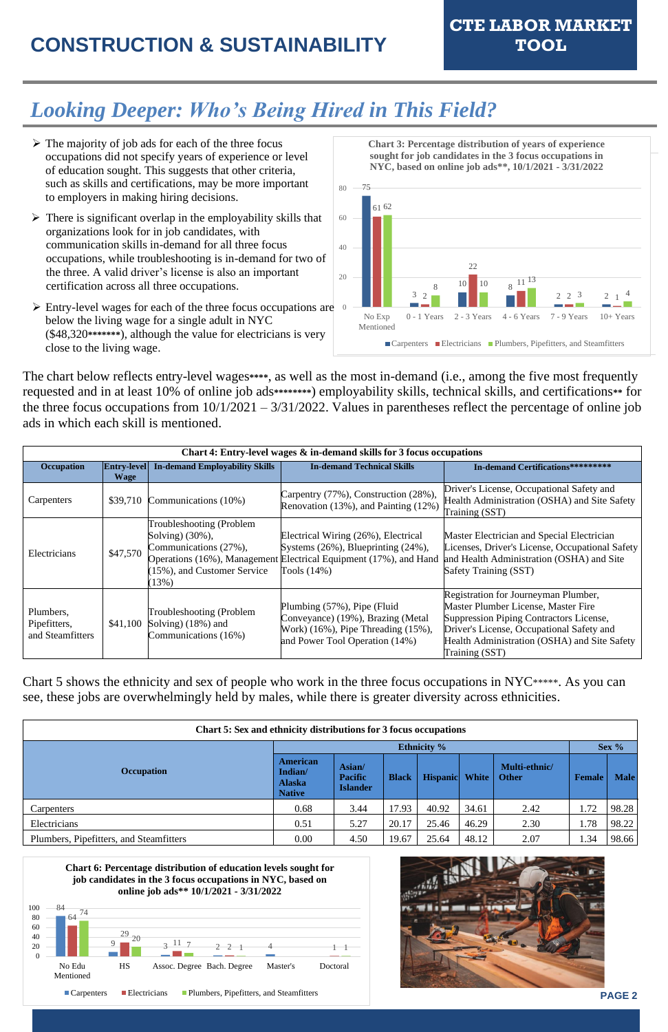# CONSTRUCTION & SUSTAINABILITY

**CTE LABOR MARKET TOOL**

## *Looking Deeper: Who's Being Hired in This Field?*

- The majority of job ads for each of the three focus occupations did not specify years of experience or level of education sought. This suggests that other criteria, such as skills and certifications, may be more important to employers in making hiring decisions.
- There is significant overlap in the employability skills that organizations look for in job candidates, with communication skills in-demand for all three focus occupations, while troubleshooting is in-demand for two of the three. A valid driver's license is also an important certification across all three occupations.
- Entry-level wages for each of the three focus occupations are below the living wage for a single adult in NYC ($48,320*******), although the value for electricians is very close to the living wage.

**Chart 3: Percentage distribution of years of experience sought for job candidates in the 3 focus occupations in NYC, based on online job ads**, 10/1/2021 - 3/31/2022**

| Years of Experience | Carpenters | Electricians | Plumbers, Pipefitters, and Steamfitters |
|---|---|---|---|
| No Exp Mentioned | 75 | 61 | 62 |
| 0 - 1 Years | 3 | 2 | 8 |
| 2 - 3 Years | 10 | 22 | 10 |
| 4 - 6 Years | 8 | 11 | 13 |
| 7 - 9 Years | 2 | 2 | 3 |
| 10+ Years | 2 | 1 | 4 |

The chart below reflects entry-level wages****, as well as the most in-demand (i.e., among the five most frequently requested and in at least 10% of online job ads********) employability skills, technical skills, and certifications** for the three focus occupations from 10/1/2021 – 3/31/2022. Values in parentheses reflect the percentage of online job ads in which each skill is mentioned.

**Chart 4: Entry-level wages & in-demand skills for 3 focus occupations**

| Occupation | Entry-level Wage | In-demand Employability Skills | In-demand Technical Skills | In-demand Certifications********* |
|---|---|---|---|---|
| Carpenters | $39,710 | Communications (10%) | Carpentry (77%), Construction (28%), Renovation (13%), and Painting (12%) | Driver's License, Occupational Safety and Health Administration (OSHA) and Site Safety Training (SST) |
| Electricians | $47,570 | Troubleshooting (Problem Solving) (30%), Communications (27%), Operations (16%), Management (15%), and Customer Service (13%) | Electrical Wiring (26%), Electrical Systems (26%), Blueprinting (24%), Electrical Equipment (17%), and Hand Tools (14%) | Master Electrician and Special Electrician Licenses, Driver's License, Occupational Safety and Health Administration (OSHA) and Site Safety Training (SST) |
| Plumbers, Pipefitters, and Steamfitters | $41,100 | Troubleshooting (Problem Solving) (18%) and Communications (16%) | Plumbing (57%), Pipe (Fluid Conveyance) (19%), Brazing (Metal Work) (16%), Pipe Threading (15%), and Power Tool Operation (14%) | Registration for Journeyman Plumber, Master Plumber License, Master Fire Suppression Piping Contractors License, Driver's License, Occupational Safety and Health Administration (OSHA) and Site Safety Training (SST) |

Chart 5 shows the ethnicity and sex of people who work in the three focus occupations in NYC*****. As you can see, these jobs are overwhelmingly held by males, while there is greater diversity across ethnicities.

**Chart 5: Sex and ethnicity distributions for 3 focus occupations**

| Occupation | Ethnicity % | | | | | | Sex % | |
|---|---|---|---|---|---|---|---|---|
| | American Indian/ Alaska Native | Asian/ Pacific Islander | Black | Hispanic | White | Multi-ethnic/ Other | Female | Male |
| Carpenters | 0.68 | 3.44 | 17.93 | 40.92 | 34.61 | 2.42 | 1.72 | 98.28 |
| Electricians | 0.51 | 5.27 | 20.17 | 25.46 | 46.29 | 2.30 | 1.78 | 98.22 |
| Plumbers, Pipefitters, and Steamfitters | 0.00 | 4.50 | 19.67 | 25.64 | 48.12 | 2.07 | 1.34 | 98.66 |

**Chart 6: Percentage distribution of education levels sought for job candidates in the 3 focus occupations in NYC, based on online job ads** 10/1/2021 - 3/31/2022**

| Education Level | Carpenters | Electricians | Plumbers, Pipefitters, and Steamfitters |
|---|---|---|---|
| No Edu Mentioned | 84 | 64 | 74 |
| HS | 9 | 29 | 20 |
| Assoc. Degree | 3 | 11 | 7 |
| Bach. Degree | 2 | 2 | 1 |
| Master's | 4 | | |
| Doctoral | | 1 | 1 |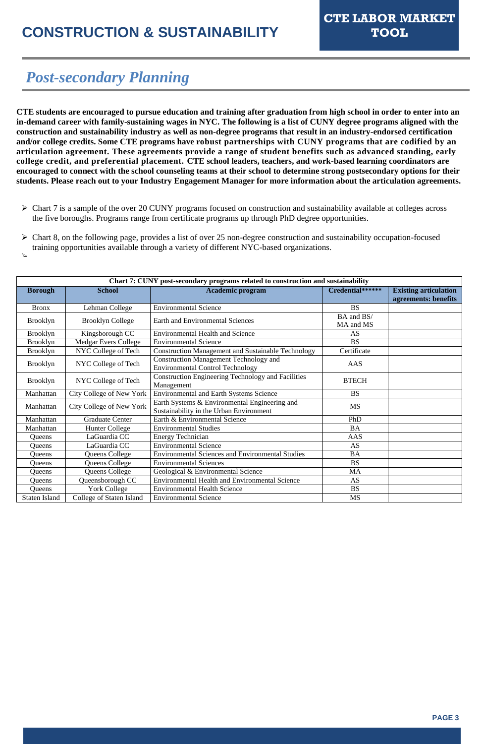# CONSTRUCTION & SUSTAINABILITY

**CTE LABOR MARKET TOOL**

## *Post-secondary Planning*

**CTE students are encouraged to pursue education and training after graduation from high school in order to enter into an in-demand career with family-sustaining wages in NYC. The following is a list of CUNY degree programs aligned with the construction and sustainability industry as well as non-degree programs that result in an industry-endorsed certification and/or college credits. Some CTE programs have robust partnerships with CUNY programs that are codified by an articulation agreement. These agreements provide a range of student benefits such as advanced standing, early college credit, and preferential placement. CTE school leaders, teachers, and work-based learning coordinators are encouraged to connect with the school counseling teams at their school to determine strong postsecondary options for their students. Please reach out to your Industry Engagement Manager for more information about the articulation agreements.**

- Chart 7 is a sample of the over 20 CUNY programs focused on construction and sustainability available at colleges across the five boroughs. Programs range from certificate programs up through PhD degree opportunities.
- Chart 8, on the following page, provides a list of over 25 non-degree construction and sustainability occupation-focused training opportunities available through a variety of different NYC-based organizations.

| Chart 7: CUNY post-secondary programs related to construction and sustainability | | | | |
|---|---|---|---|---|
| **Borough** | **School** | **Academic program** | **Credential\*\*\*\*\*\*** | **Existing articulation agreements: benefits** |
| Bronx | Lehman College | Environmental Science | BS | |
| Brooklyn | Brooklyn College | Earth and Environmental Sciences | BA and BS/ MA and MS | |
| Brooklyn | Kingsborough CC | Environmental Health and Science | AS | |
| Brooklyn | Medgar Evers College | Environmental Science | BS | |
| Brooklyn | NYC College of Tech | Construction Management and Sustainable Technology | Certificate | |
| Brooklyn | NYC College of Tech | Construction Management Technology and Environmental Control Technology | AAS | |
| Brooklyn | NYC College of Tech | Construction Engineering Technology and Facilities Management | BTECH | |
| Manhattan | City College of New York | Environmental and Earth Systems Science | BS | |
| Manhattan | City College of New York | Earth Systems & Environmental Engineering and Sustainability in the Urban Environment | MS | |
| Manhattan | Graduate Center | Earth & Environmental Science | PhD | |
| Manhattan | Hunter College | Environmental Studies | BA | |
| Queens | LaGuardia CC | Energy Technician | AAS | |
| Queens | LaGuardia CC | Environmental Science | AS | |
| Queens | Queens College | Environmental Sciences and Environmental Studies | BA | |
| Queens | Queens College | Environmental Sciences | BS | |
| Queens | Queens College | Geological & Environmental Science | MA | |
| Queens | Queensborough CC | Environmental Health and Environmental Science | AS | |
| Queens | York College | Environmental Health Science | BS | |
| Staten Island | College of Staten Island | Environmental Science | MS | |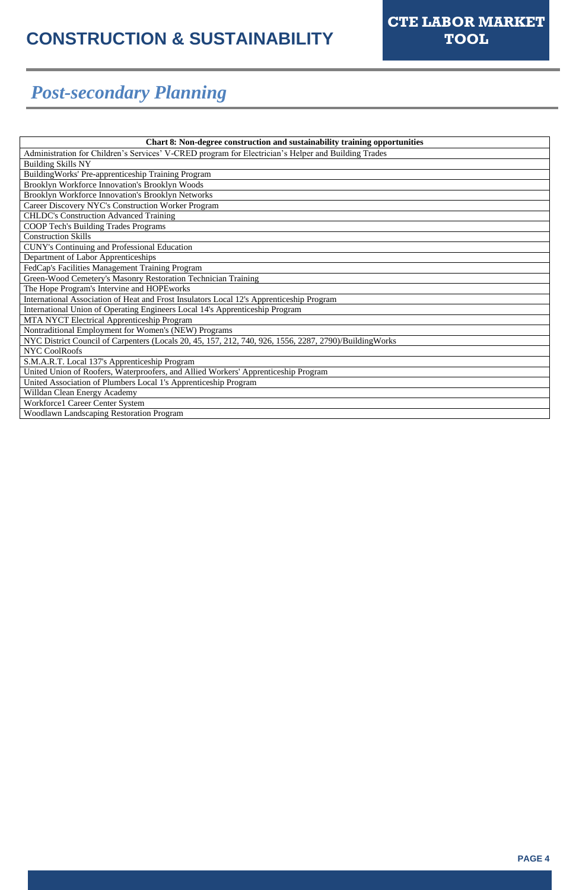# CONSTRUCTION & SUSTAINABILITY

**CTE LABOR MARKET TOOL**

## *Post-secondary Planning*

| Chart 8: Non-degree construction and sustainability training opportunities |
|---|
| Administration for Children's Services' V-CRED program for Electrician's Helper and Building Trades |
| Building Skills NY |
| BuildingWorks' Pre-apprenticeship Training Program |
| Brooklyn Workforce Innovation's Brooklyn Woods |
| Brooklyn Workforce Innovation's Brooklyn Networks |
| Career Discovery NYC's Construction Worker Program |
| CHLDC's Construction Advanced Training |
| COOP Tech's Building Trades Programs |
| Construction Skills |
| CUNY's Continuing and Professional Education |
| Department of Labor Apprenticeships |
| FedCap's Facilities Management Training Program |
| Green-Wood Cemetery's Masonry Restoration Technician Training |
| The Hope Program's Intervine and HOPEworks |
| International Association of Heat and Frost Insulators Local 12's Apprenticeship Program |
| International Union of Operating Engineers Local 14's Apprenticeship Program |
| MTA NYCT Electrical Apprenticeship Program |
| Nontraditional Employment for Women's (NEW) Programs |
| NYC District Council of Carpenters (Locals 20, 45, 157, 212, 740, 926, 1556, 2287, 2790)/BuildingWorks |
| NYC CoolRoofs |
| S.M.A.R.T. Local 137's Apprenticeship Program |
| United Union of Roofers, Waterproofers, and Allied Workers' Apprenticeship Program |
| United Association of Plumbers Local 1's Apprenticeship Program |
| Willdan Clean Energy Academy |
| Workforce1 Career Center System |
| Woodlawn Landscaping Restoration Program |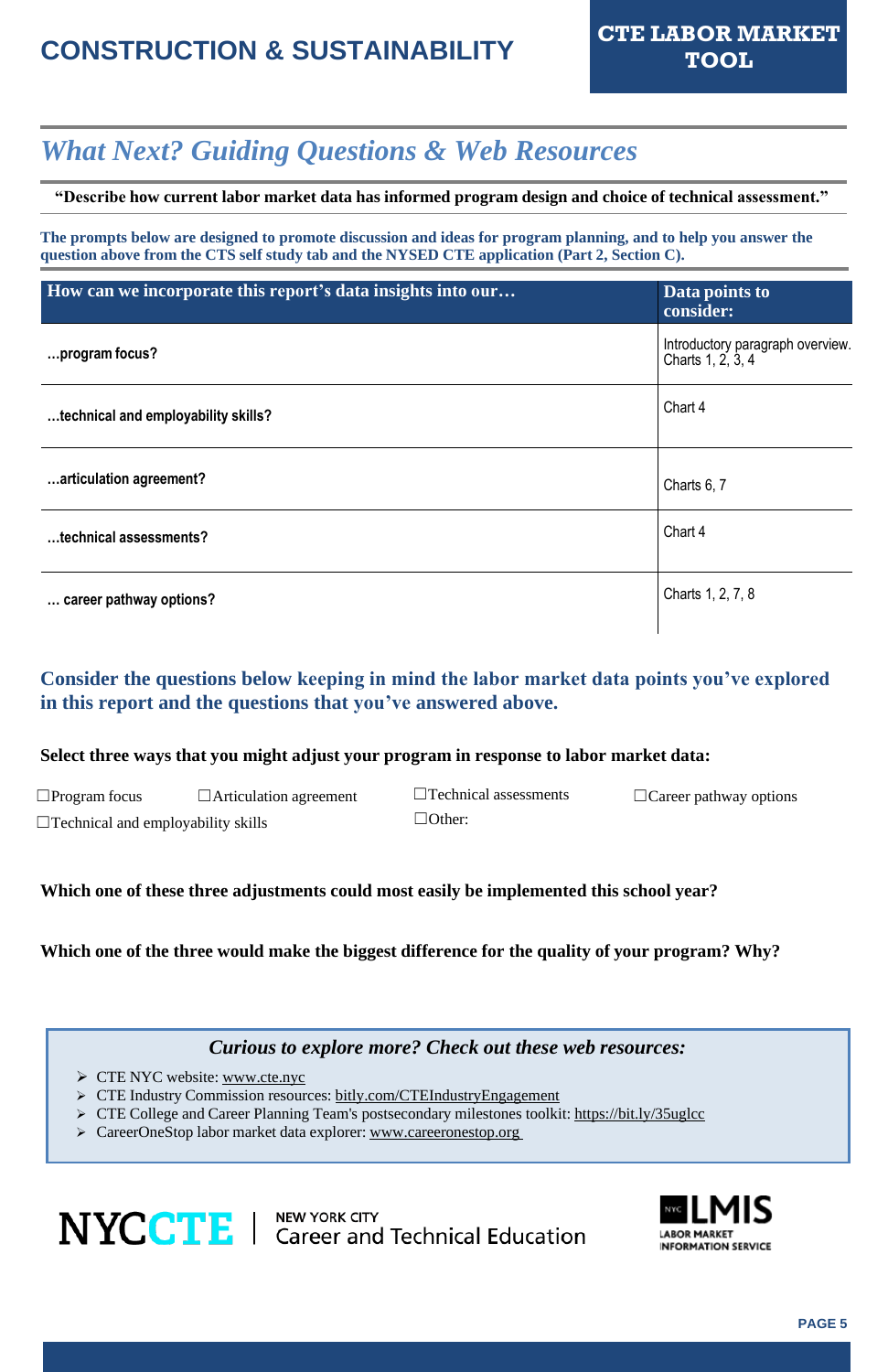# CONSTRUCTION & SUSTAINABILITY

**CTE LABOR MARKET TOOL**

## *What Next? Guiding Questions & Web Resources*

**"Describe how current labor market data has informed program design and choice of technical assessment."**

**The prompts below are designed to promote discussion and ideas for program planning, and to help you answer the question above from the CTS self study tab and the NYSED CTE application (Part 2, Section C).**

| How can we incorporate this report's data insights into our… | Data points to consider: |
|---|---|
| **…program focus?** | Introductory paragraph overview. Charts 1, 2, 3, 4 |
| **…technical and employability skills?** | Chart 4 |
| **…articulation agreement?** | Charts 6, 7 |
| **…technical assessments?** | Chart 4 |
| **… career pathway options?** | Charts 1, 2, 7, 8 |

### Consider the questions below keeping in mind the labor market data points you've explored in this report and the questions that you've answered above.

**Select three ways that you might adjust your program in response to labor market data:**

☐Program focus ☐Articulation agreement ☐Technical assessments ☐Career pathway options

☐Technical and employability skills ☐Other:

**Which one of these three adjustments could most easily be implemented this school year?**

**Which one of the three would make the biggest difference for the quality of your program? Why?**

### *Curious to explore more? Check out these web resources:*

- CTE NYC website: www.cte.nyc
- CTE Industry Commission resources: bitly.com/CTEIndustryEngagement
- CTE College and Career Planning Team's postsecondary milestones toolkit: https://bit.ly/35uglcc
- CareerOneStop labor market data explorer: www.careeronestop.org

NYCCTE | NEW YORK CITY Career and Technical Education

NYC LMIS LABOR MARKET INFORMATION SERVICE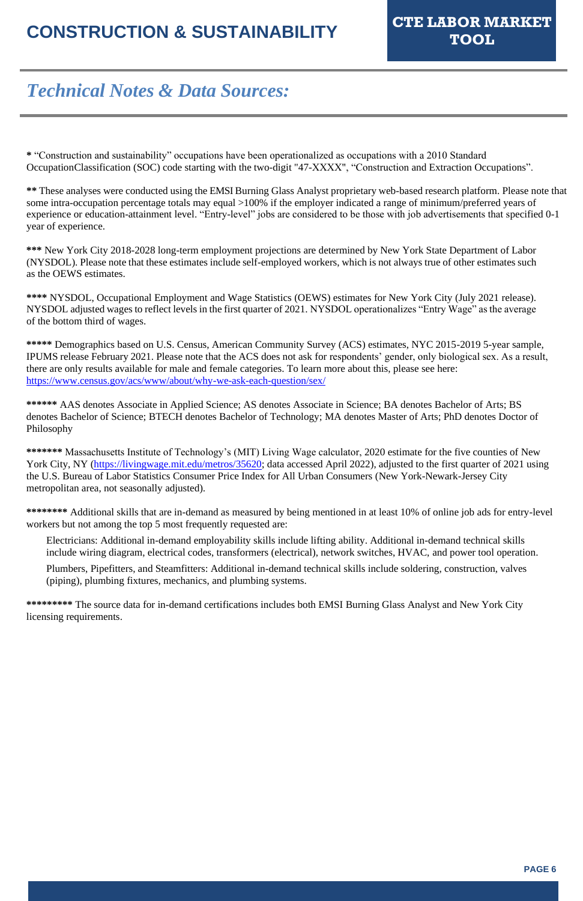# Technical Notes & Data Sources:

**\*** "Construction and sustainability" occupations have been operationalized as occupations with a 2010 Standard OccupationClassification (SOC) code starting with the two-digit "47-XXXX", "Construction and Extraction Occupations".

**\*\*** These analyses were conducted using the EMSI Burning Glass Analyst proprietary web-based research platform. Please note that some intra-occupation percentage totals may equal >100% if the employer indicated a range of minimum/preferred years of experience or education-attainment level. "Entry-level" jobs are considered to be those with job advertisements that specified 0-1 year of experience.

**\*\*\*** New York City 2018-2028 long-term employment projections are determined by New York State Department of Labor (NYSDOL). Please note that these estimates include self-employed workers, which is not always true of other estimates such as the OEWS estimates.

**\*\*\*\*** NYSDOL, Occupational Employment and Wage Statistics (OEWS) estimates for New York City (July 2021 release). NYSDOL adjusted wages to reflect levels in the first quarter of 2021. NYSDOL operationalizes "Entry Wage" as the average of the bottom third of wages.

**\*\*\*\*\*** Demographics based on U.S. Census, American Community Survey (ACS) estimates, NYC 2015-2019 5-year sample, IPUMS release February 2021. Please note that the ACS does not ask for respondents' gender, only biological sex. As a result, there are only results available for male and female categories. To learn more about this, please see here: [https://www.census.gov/acs/www/about/why-we-ask-each-question/sex/](https://www.census.gov/acs/www/about/why-we-ask-each-question/sex/)

**\*\*\*\*\*\*** AAS denotes Associate in Applied Science; AS denotes Associate in Science; BA denotes Bachelor of Arts; BS denotes Bachelor of Science; BTECH denotes Bachelor of Technology; MA denotes Master of Arts; PhD denotes Doctor of Philosophy

**\*\*\*\*\*\*\*** Massachusetts Institute of Technology's (MIT) Living Wage calculator, 2020 estimate for the five counties of New York City, NY ([https://livingwage.mit.edu/metros/35620](https://livingwage.mit.edu/metros/35620); data accessed April 2022), adjusted to the first quarter of 2021 using the U.S. Bureau of Labor Statistics Consumer Price Index for All Urban Consumers (New York-Newark-Jersey City metropolitan area, not seasonally adjusted).

**\*\*\*\*\*\*\*\*** Additional skills that are in-demand as measured by being mentioned in at least 10% of online job ads for entry-level workers but not among the top 5 most frequently requested are:

> Electricians: Additional in-demand employability skills include lifting ability. Additional in-demand technical skills include wiring diagram, electrical codes, transformers (electrical), network switches, HVAC, and power tool operation.
>
> Plumbers, Pipefitters, and Steamfitters: Additional in-demand technical skills include soldering, construction, valves (piping), plumbing fixtures, mechanics, and plumbing systems.

**\*\*\*\*\*\*\*\*\*** The source data for in-demand certifications includes both EMSI Burning Glass Analyst and New York City licensing requirements.